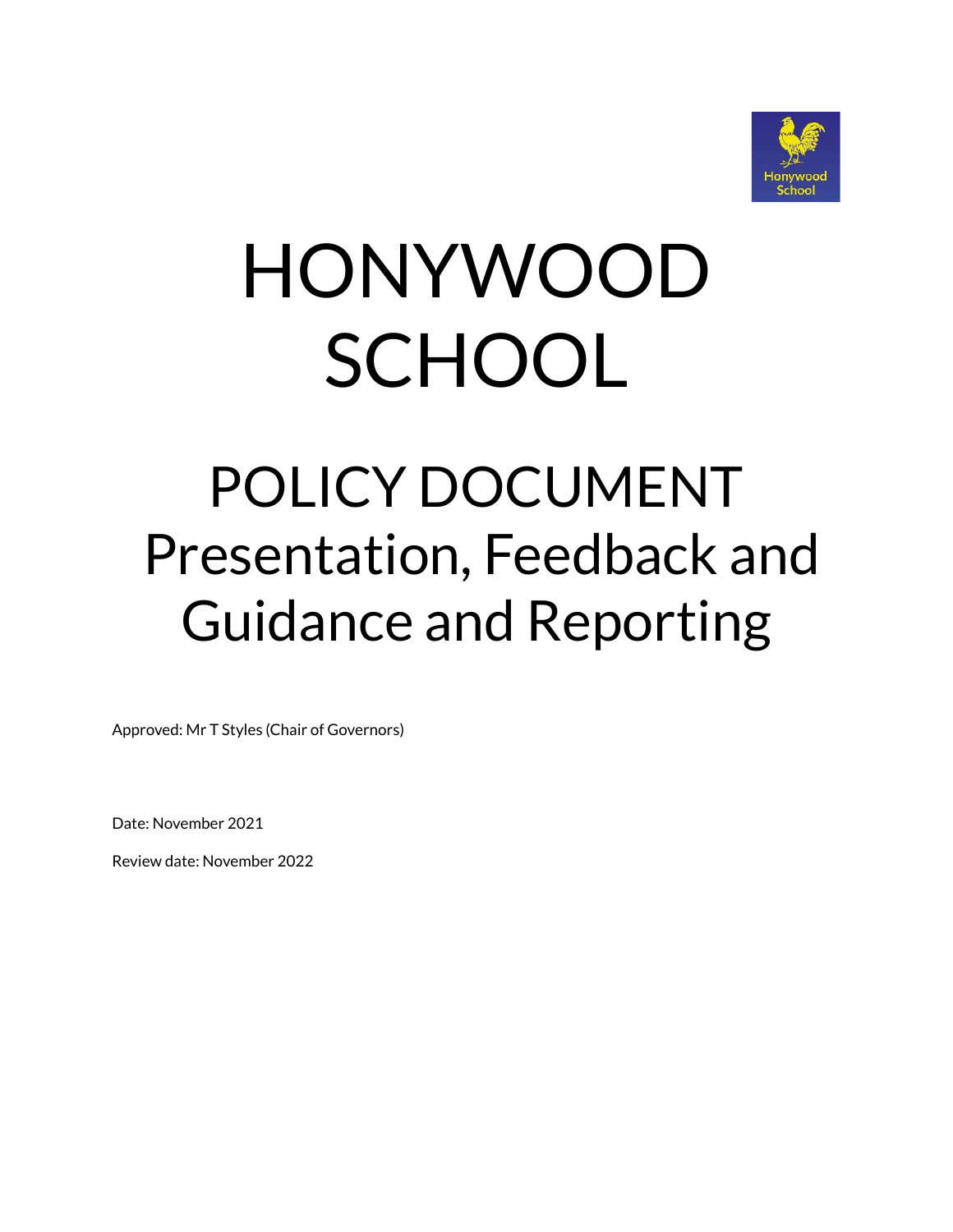# HONYWOOD SCHOOL

## POLICY DOCUMENT
## Presentation, Feedback and Guidance and Reporting

Approved: Mr T Styles (Chair of Governors)

Date: November 2021

Review date: November 2022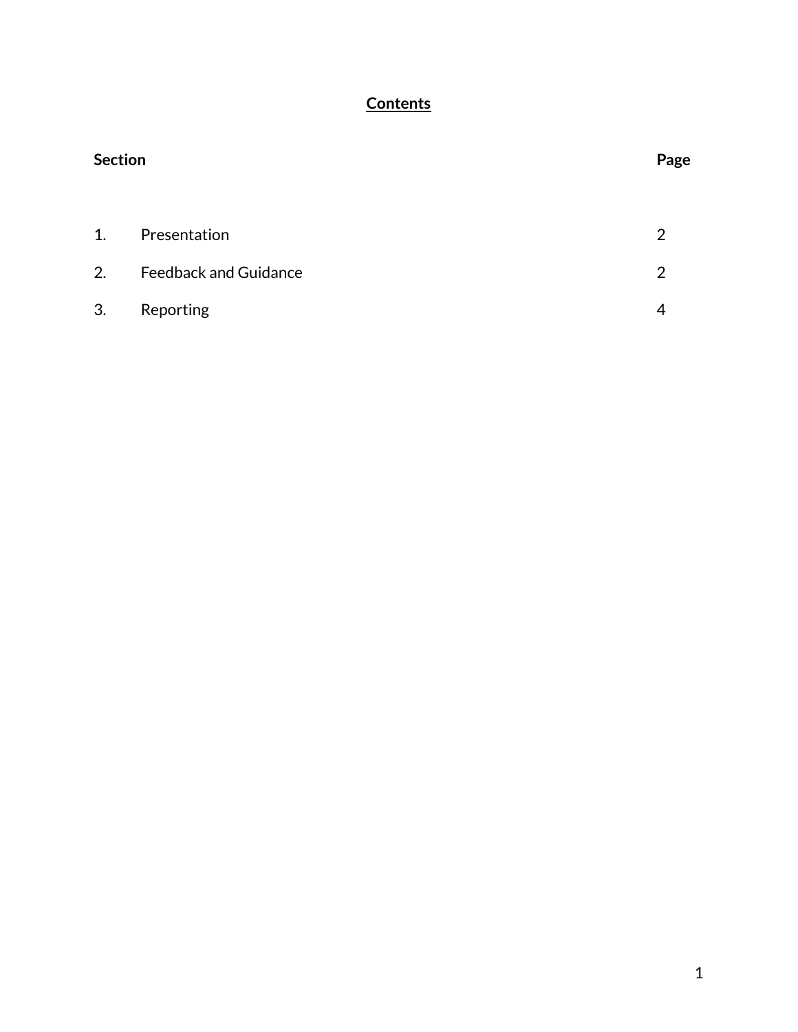# Contents

| Section | | Page |
|---|---|---|
| 1. | Presentation | 2 |
| 2. | Feedback and Guidance | 2 |
| 3. | Reporting | 4 |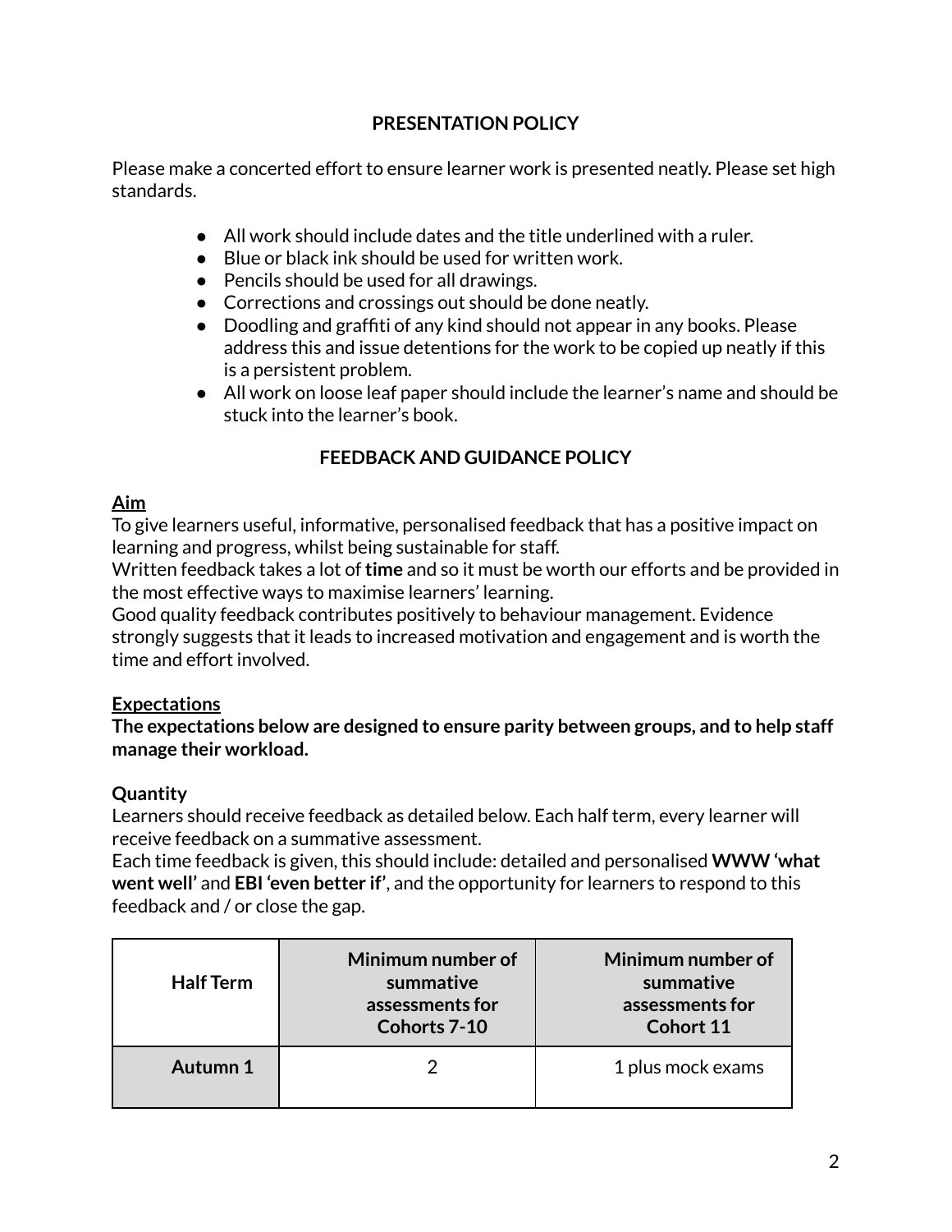## PRESENTATION POLICY

Please make a concerted effort to ensure learner work is presented neatly. Please set high standards.

- All work should include dates and the title underlined with a ruler.
- Blue or black ink should be used for written work.
- Pencils should be used for all drawings.
- Corrections and crossings out should be done neatly.
- Doodling and graffiti of any kind should not appear in any books. Please address this and issue detentions for the work to be copied up neatly if this is a persistent problem.
- All work on loose leaf paper should include the learner's name and should be stuck into the learner's book.

## FEEDBACK AND GUIDANCE POLICY

**Aim**

To give learners useful, informative, personalised feedback that has a positive impact on learning and progress, whilst being sustainable for staff.

Written feedback takes a lot of **time** and so it must be worth our efforts and be provided in the most effective ways to maximise learners' learning.

Good quality feedback contributes positively to behaviour management. Evidence strongly suggests that it leads to increased motivation and engagement and is worth the time and effort involved.

**Expectations**

**The expectations below are designed to ensure parity between groups, and to help staff manage their workload.**

**Quantity**

Learners should receive feedback as detailed below. Each half term, every learner will receive feedback on a summative assessment.

Each time feedback is given, this should include: detailed and personalised **WWW 'what went well'** and **EBI 'even better if'**, and the opportunity for learners to respond to this feedback and / or close the gap.

| Half Term | Minimum number of summative assessments for Cohorts 7-10 | Minimum number of summative assessments for Cohort 11 |
|---|---|---|
| **Autumn 1** | 2 | 1 plus mock exams |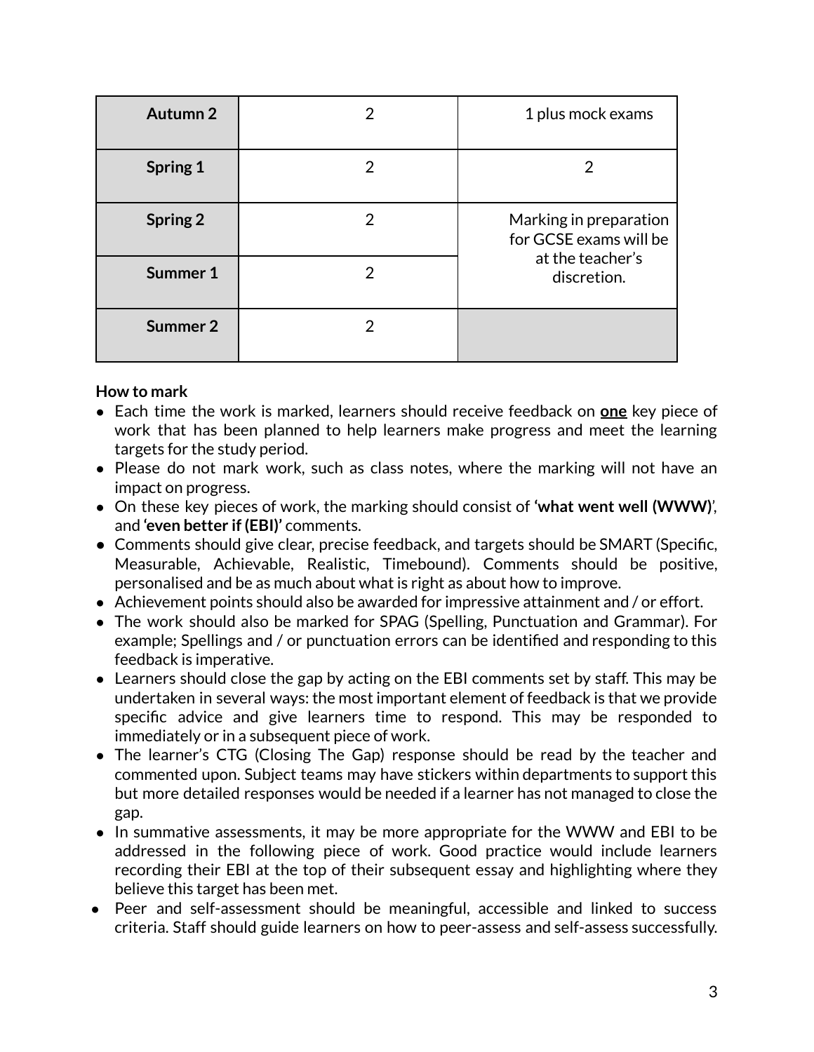| | | |
|---|---|---|
| **Autumn 2** | 2 | 1 plus mock exams |
| **Spring 1** | 2 | 2 |
| **Spring 2** | 2 | Marking in preparation for GCSE exams will be at the teacher's discretion. |
| **Summer 1** | 2 | |
| **Summer 2** | 2 | |

**How to mark**

- Each time the work is marked, learners should receive feedback on **one** key piece of work that has been planned to help learners make progress and meet the learning targets for the study period.
- Please do not mark work, such as class notes, where the marking will not have an impact on progress.
- On these key pieces of work, the marking should consist of **'what went well (WWW)'**, and **'even better if (EBI)'** comments.
- Comments should give clear, precise feedback, and targets should be SMART (Specific, Measurable, Achievable, Realistic, Timebound). Comments should be positive, personalised and be as much about what is right as about how to improve.
- Achievement points should also be awarded for impressive attainment and / or effort.
- The work should also be marked for SPAG (Spelling, Punctuation and Grammar). For example; Spellings and / or punctuation errors can be identified and responding to this feedback is imperative.
- Learners should close the gap by acting on the EBI comments set by staff. This may be undertaken in several ways: the most important element of feedback is that we provide specific advice and give learners time to respond. This may be responded to immediately or in a subsequent piece of work.
- The learner's CTG (Closing The Gap) response should be read by the teacher and commented upon. Subject teams may have stickers within departments to support this but more detailed responses would be needed if a learner has not managed to close the gap.
- In summative assessments, it may be more appropriate for the WWW and EBI to be addressed in the following piece of work. Good practice would include learners recording their EBI at the top of their subsequent essay and highlighting where they believe this target has been met.
- Peer and self-assessment should be meaningful, accessible and linked to success criteria. Staff should guide learners on how to peer-assess and self-assess successfully.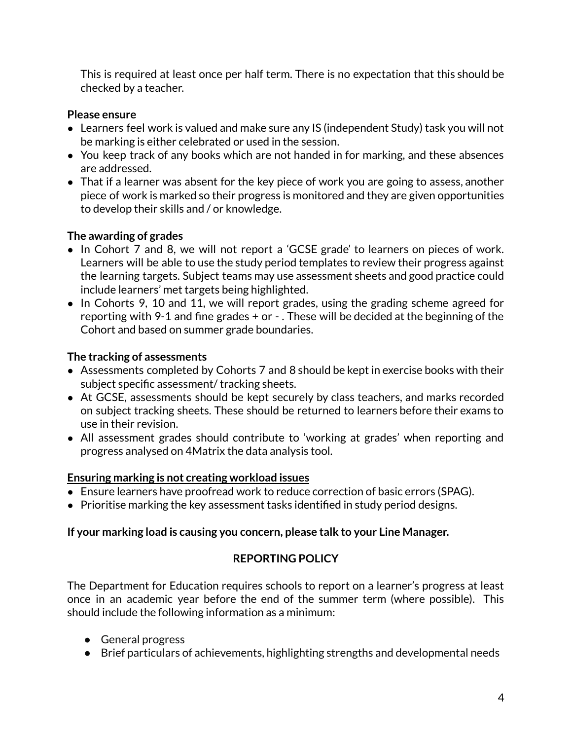This is required at least once per half term. There is no expectation that this should be checked by a teacher.

**Please ensure**

- Learners feel work is valued and make sure any IS (independent Study) task you will not be marking is either celebrated or used in the session.
- You keep track of any books which are not handed in for marking, and these absences are addressed.
- That if a learner was absent for the key piece of work you are going to assess, another piece of work is marked so their progress is monitored and they are given opportunities to develop their skills and / or knowledge.

**The awarding of grades**

- In Cohort 7 and 8, we will not report a 'GCSE grade' to learners on pieces of work. Learners will be able to use the study period templates to review their progress against the learning targets. Subject teams may use assessment sheets and good practice could include learners' met targets being highlighted.
- In Cohorts 9, 10 and 11, we will report grades, using the grading scheme agreed for reporting with 9-1 and fine grades + or - . These will be decided at the beginning of the Cohort and based on summer grade boundaries.

**The tracking of assessments**

- Assessments completed by Cohorts 7 and 8 should be kept in exercise books with their subject specific assessment/ tracking sheets.
- At GCSE, assessments should be kept securely by class teachers, and marks recorded on subject tracking sheets. These should be returned to learners before their exams to use in their revision.
- All assessment grades should contribute to 'working at grades' when reporting and progress analysed on 4Matrix the data analysis tool.

**Ensuring marking is not creating workload issues**

- Ensure learners have proofread work to reduce correction of basic errors (SPAG).
- Prioritise marking the key assessment tasks identified in study period designs.

**If your marking load is causing you concern, please talk to your Line Manager.**

## REPORTING POLICY

The Department for Education requires schools to report on a learner's progress at least once in an academic year before the end of the summer term (where possible). This should include the following information as a minimum:

- General progress
- Brief particulars of achievements, highlighting strengths and developmental needs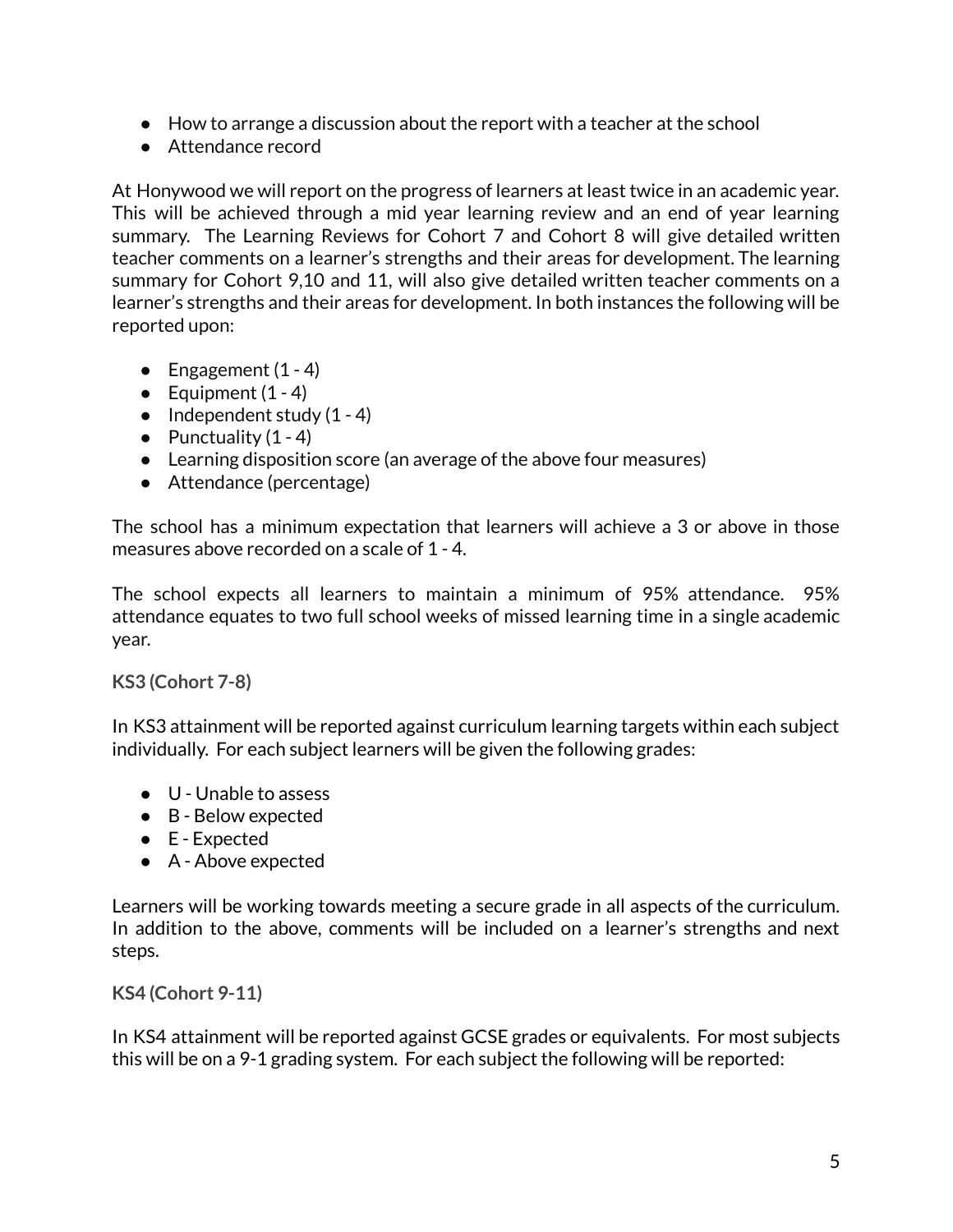- How to arrange a discussion about the report with a teacher at the school
- Attendance record

At Honywood we will report on the progress of learners at least twice in an academic year. This will be achieved through a mid year learning review and an end of year learning summary. The Learning Reviews for Cohort 7 and Cohort 8 will give detailed written teacher comments on a learner's strengths and their areas for development. The learning summary for Cohort 9,10 and 11, will also give detailed written teacher comments on a learner's strengths and their areas for development. In both instances the following will be reported upon:

- Engagement (1 - 4)
- Equipment (1 - 4)
- Independent study (1 - 4)
- Punctuality (1 - 4)
- Learning disposition score (an average of the above four measures)
- Attendance (percentage)

The school has a minimum expectation that learners will achieve a 3 or above in those measures above recorded on a scale of 1 - 4.

The school expects all learners to maintain a minimum of 95% attendance. 95% attendance equates to two full school weeks of missed learning time in a single academic year.

### KS3 (Cohort 7-8)

In KS3 attainment will be reported against curriculum learning targets within each subject individually. For each subject learners will be given the following grades:

- U - Unable to assess
- B - Below expected
- E - Expected
- A - Above expected

Learners will be working towards meeting a secure grade in all aspects of the curriculum. In addition to the above, comments will be included on a learner's strengths and next steps.

### KS4 (Cohort 9-11)

In KS4 attainment will be reported against GCSE grades or equivalents. For most subjects this will be on a 9-1 grading system. For each subject the following will be reported: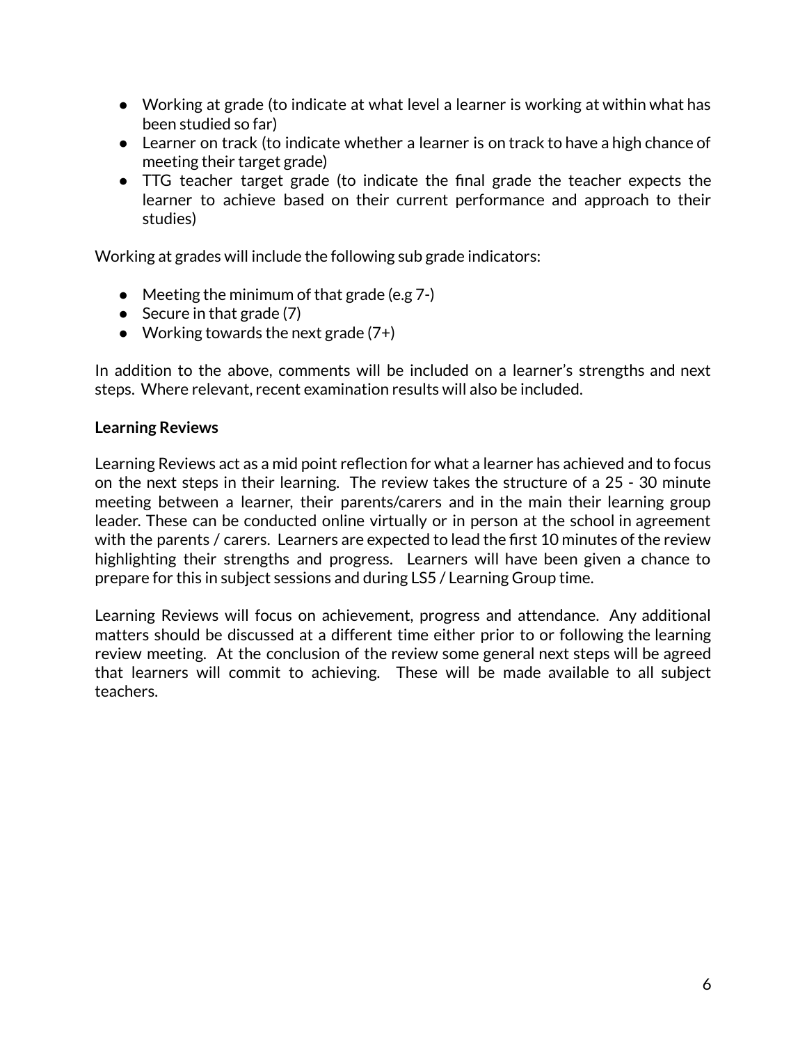- Working at grade (to indicate at what level a learner is working at within what has been studied so far)
- Learner on track (to indicate whether a learner is on track to have a high chance of meeting their target grade)
- TTG teacher target grade (to indicate the final grade the teacher expects the learner to achieve based on their current performance and approach to their studies)

Working at grades will include the following sub grade indicators:

- Meeting the minimum of that grade (e.g 7-)
- Secure in that grade (7)
- Working towards the next grade (7+)

In addition to the above, comments will be included on a learner's strengths and next steps. Where relevant, recent examination results will also be included.

**Learning Reviews**

Learning Reviews act as a mid point reflection for what a learner has achieved and to focus on the next steps in their learning. The review takes the structure of a 25 - 30 minute meeting between a learner, their parents/carers and in the main their learning group leader. These can be conducted online virtually or in person at the school in agreement with the parents / carers. Learners are expected to lead the first 10 minutes of the review highlighting their strengths and progress. Learners will have been given a chance to prepare for this in subject sessions and during LS5 / Learning Group time.

Learning Reviews will focus on achievement, progress and attendance. Any additional matters should be discussed at a different time either prior to or following the learning review meeting. At the conclusion of the review some general next steps will be agreed that learners will commit to achieving. These will be made available to all subject teachers.